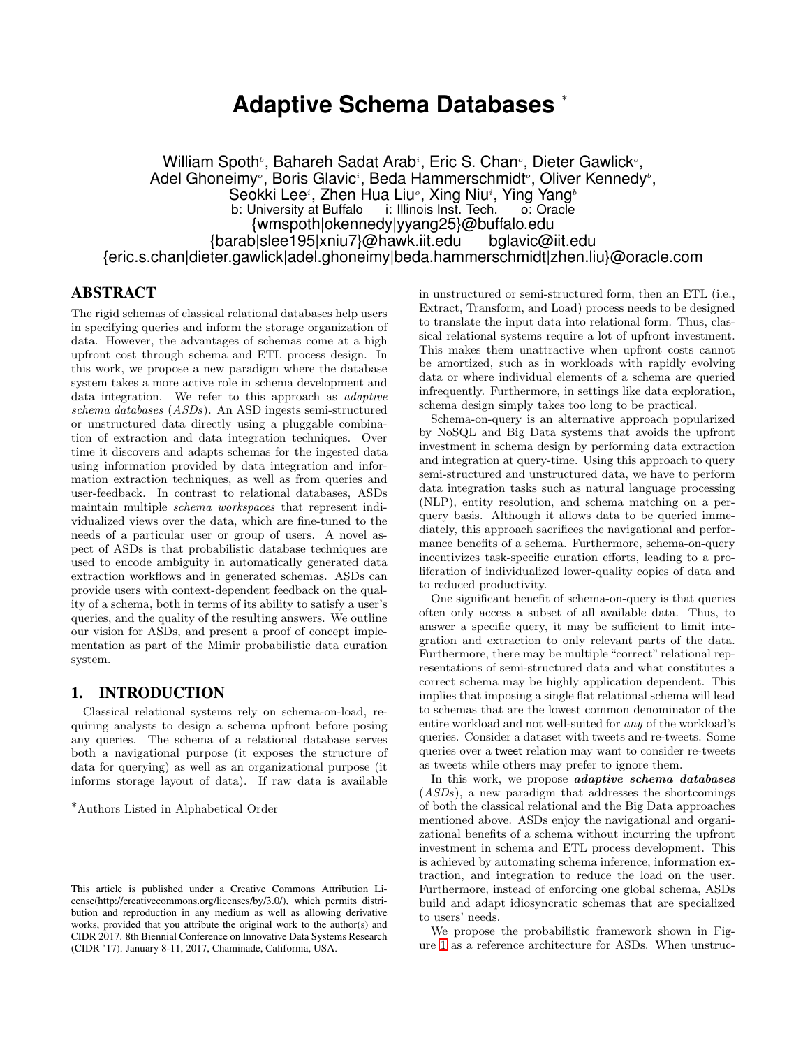# Adaptive Schema Databases [*]

William Spoth[b], Bahareh Sadat Arab[i], Eric S. Chan[o], Dieter Gawlick[o], Adel Ghoneimy[o], Boris Glavic[i], Beda Hammerschmidt[o], Oliver Kennedy[b], Seokki Lee[i], Zhen Hua Liu[o], Xing Niu[i], Ying Yang[b]

b: University at Buffalo   i: Illinois Inst. Tech.   o: Oracle

{wmspoth|okennedy|yyang25}@buffalo.edu
{barab|slee195|xniu7}@hawk.iit.edu   bglavic@iit.edu
{eric.s.chan|dieter.gawlick|adel.ghoneimy|beda.hammerschmidt|zhen.liu}@oracle.com

## ABSTRACT

The rigid schemas of classical relational databases help users in specifying queries and inform the storage organization of data. However, the advantages of schemas come at a high upfront cost through schema and ETL process design. In this work, we propose a new paradigm where the database system takes a more active role in schema development and data integration. We refer to this approach as *adaptive schema databases* (*ASDs*). An ASD ingests semi-structured or unstructured data directly using a pluggable combination of extraction and data integration techniques. Over time it discovers and adapts schemas for the ingested data using information provided by data integration and information extraction techniques, as well as from queries and user-feedback. In contrast to relational databases, ASDs maintain multiple *schema workspaces* that represent individualized views over the data, which are fine-tuned to the needs of a particular user or group of users. A novel aspect of ASDs is that probabilistic database techniques are used to encode ambiguity in automatically generated data extraction workflows and in generated schemas. ASDs can provide users with context-dependent feedback on the quality of a schema, both in terms of its ability to satisfy a user's queries, and the quality of the resulting answers. We outline our vision for ASDs, and present a proof of concept implementation as part of the Mimir probabilistic data curation system.

## 1. INTRODUCTION

Classical relational systems rely on schema-on-load, requiring analysts to design a schema upfront before posing any queries. The schema of a relational database serves both a navigational purpose (it exposes the structure of data for querying) as well as an organizational purpose (it informs storage layout of data). If raw data is available in unstructured or semi-structured form, then an ETL (i.e., Extract, Transform, and Load) process needs to be designed to translate the input data into relational form. Thus, classical relational systems require a lot of upfront investment. This makes them unattractive when upfront costs cannot be amortized, such as in workloads with rapidly evolving data or where individual elements of a schema are queried infrequently. Furthermore, in settings like data exploration, schema design simply takes too long to be practical.

Schema-on-query is an alternative approach popularized by NoSQL and Big Data systems that avoids the upfront investment in schema design by performing data extraction and integration at query-time. Using this approach to query semi-structured and unstructured data, we have to perform data integration tasks such as natural language processing (NLP), entity resolution, and schema matching on a per-query basis. Although it allows data to be queried immediately, this approach sacrifices the navigational and performance benefits of a schema. Furthermore, schema-on-query incentivizes task-specific curation efforts, leading to a proliferation of individualized lower-quality copies of data and to reduced productivity.

One significant benefit of schema-on-query is that queries often only access a subset of all available data. Thus, to answer a specific query, it may be sufficient to limit integration and extraction to only relevant parts of the data. Furthermore, there may be multiple "correct" relational representations of semi-structured data and what constitutes a correct schema may be highly application dependent. This implies that imposing a single flat relational schema will lead to schemas that are the lowest common denominator of the entire workload and not well-suited for *any* of the workload's queries. Consider a dataset with tweets and re-tweets. Some queries over a tweet relation may want to consider re-tweets as tweets while others may prefer to ignore them.

In this work, we propose ***adaptive schema databases*** (*ASDs*), a new paradigm that addresses the shortcomings of both the classical relational and the Big Data approaches mentioned above. ASDs enjoy the navigational and organizational benefits of a schema without incurring the upfront investment in schema and ETL process development. This is achieved by automating schema inference, information extraction, and integration to reduce the load on the user. Furthermore, instead of enforcing one global schema, ASDs build and adapt idiosyncratic schemas that are specialized to users' needs.

We propose the probabilistic framework shown in Figure 1 as a reference architecture for ASDs. When unstruc-

[*]Authors Listed in Alphabetical Order

This article is published under a Creative Commons Attribution License(http://creativecommons.org/licenses/by/3.0/), which permits distribution and reproduction in any medium as well as allowing derivative works, provided that you attribute the original work to the author(s) and CIDR 2017. 8th Biennial Conference on Innovative Data Systems Research (CIDR '17). January 8-11, 2017, Chaminade, California, USA.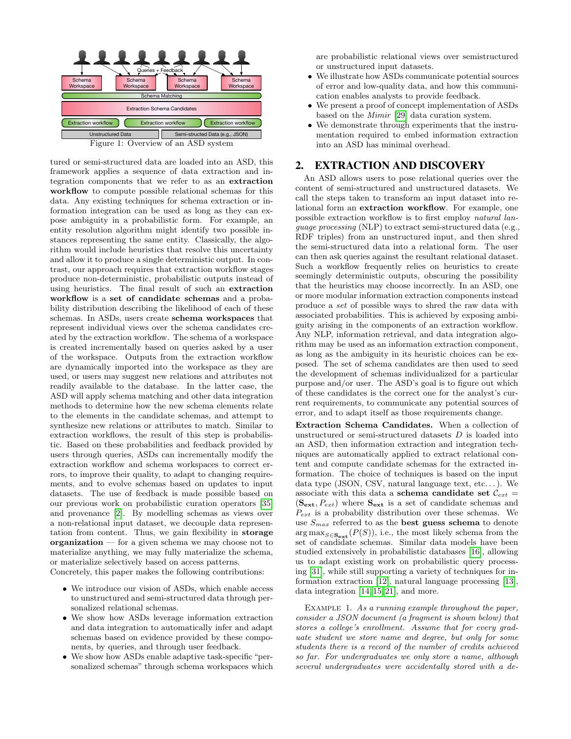Figure 1: Overview of an ASD system

tured or semi-structured data are loaded into an ASD, this framework applies a sequence of data extraction and integration components that we refer to as an **extraction workflow** to compute possible relational schemas for this data. Any existing techniques for schema extraction or information integration can be used as long as they can expose ambiguity in a probabilistic form. For example, an entity resolution algorithm might identify two possible instances representing the same entity. Classically, the algorithm would include heuristics that resolve this uncertainty and allow it to produce a single deterministic output. In contrast, our approach requires that extraction workflow stages produce non-deterministic, probabilistic outputs instead of using heuristics. The final result of such an **extraction workflow** is a **set of candidate schemas** and a probability distribution describing the likelihood of each of these schemas. In ASDs, users create **schema workspaces** that represent individual views over the schema candidates created by the extraction workflow. The schema of a workspace is created incrementally based on queries asked by a user of the workspace. Outputs from the extraction workflow are dynamically imported into the workspace as they are used, or users may suggest new relations and attributes not readily available to the database. In the latter case, the ASD will apply schema matching and other data integration methods to determine how the new schema elements relate to the elements in the candidate schemas, and attempt to synthesize new relations or attributes to match. Similar to extraction workflows, the result of this step is probabilistic. Based on these probabilities and feedback provided by users through queries, ASDs can incrementally modify the extraction workflow and schema workspaces to correct errors, to improve their quality, to adapt to changing requirements, and to evolve schemas based on updates to input datasets. The use of feedback is made possible based on our previous work on probabilistic curation operators [35] and provenance [2]. By modelling schemas as views over a non-relational input dataset, we decouple data representation from content. Thus, we gain flexibility in **storage organization** — for a given schema we may choose not to materialize anything, we may fully materialize the schema, or materialize selectively based on access patterns.

Concretely, this paper makes the following contributions:

- We introduce our vision of ASDs, which enable access to unstructured and semi-structured data through personalized relational schemas.
- We show how ASDs leverage information extraction and data integration to automatically infer and adapt schemas based on evidence provided by these components, by queries, and through user feedback.
- We show how ASDs enable adaptive task-specific "personalized schemas" through schema workspaces which are probabilistic relational views over semistructured or unstructured input datasets.
- We illustrate how ASDs communicate potential sources of error and low-quality data, and how this communication enables analysts to provide feedback.
- We present a proof of concept implementation of ASDs based on the *Mimir* [29] data curation system.
- We demonstrate through experiments that the instrumentation required to embed information extraction into an ASD has minimal overhead.

## 2. EXTRACTION AND DISCOVERY

An ASD allows users to pose relational queries over the content of semi-structured and unstructured datasets. We call the steps taken to transform an input dataset into relational form an **extraction workflow**. For example, one possible extraction workflow is to first employ *natural language processing* (NLP) to extract semi-structured data (e.g., RDF triples) from an unstructured input, and then shred the semi-structured data into a relational form. The user can then ask queries against the resultant relational dataset. Such a workflow frequently relies on heuristics to create seemingly deterministic outputs, obscuring the possibility that the heuristics may choose incorrectly. In an ASD, one or more modular information extraction components instead produce a *set* of possible ways to shred the raw data with associated probabilities. This is achieved by exposing ambiguity arising in the components of an extraction workflow. Any NLP, information retrieval, and data integration algorithm may be used as an information extraction component, as long as the ambiguity in its heuristic choices can be exposed. The set of schema candidates are then used to seed the development of schemas individualized for a particular purpose and/or user. The ASD's goal is to figure out which of these candidates is the correct one for the analyst's current requirements, to communicate any potential sources of error, and to adapt itself as those requirements change.

**Extraction Schema Candidates.** When a collection of unstructured or semi-structured datasets $D$ is loaded into an ASD, then information extraction and integration techniques are automatically applied to extract relational content and compute candidate schemas for the extracted information. The choice of techniques is based on the input data type (JSON, CSV, natural language text, etc…). We associate with this data a **schema candidate set** $\mathcal{C}_{ext} = (\mathbf{S_{ext}}, P_{ext})$ where $\mathbf{S_{ext}}$ is a set of candidate schemas and $P_{ext}$ is a probability distribution over these schemas. We use $S_{max}$ referred to as the **best guess schema** to denote $\arg\max_{S \in \mathbf{S_{ext}}}(P(S))$, i.e., the most likely schema from the set of candidate schemas. Similar data models have been studied extensively in probabilistic databases [16], allowing us to adapt existing work on probabilistic query processing [31], while still supporting a variety of techniques for information extraction [12], natural language processing [13], data integration [14, 15, 21], and more.

Example 1. *As a running example throughout the paper, consider a JSON document (a fragment is shown below) that stores a college's enrollment. Assume that for every graduate student we store name and degree, but only for some students there is a record of the number of credits achieved so far. For undergraduates we only store a name, although several undergraduates were accidentally stored with a de-*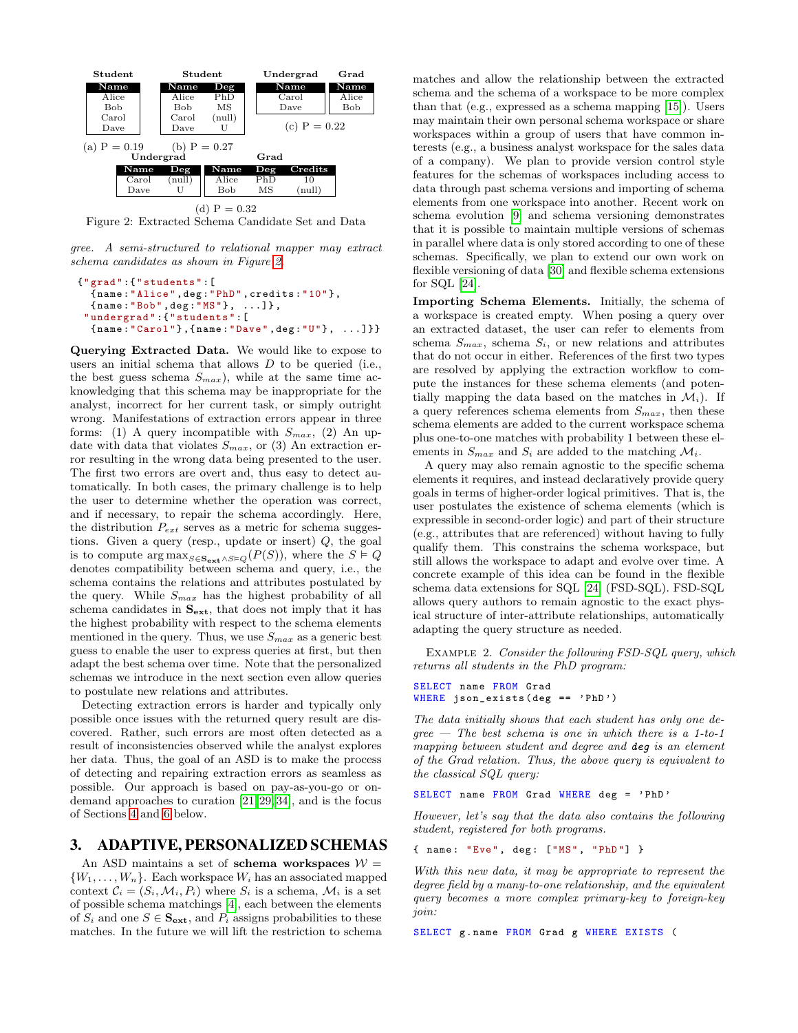**Student**

| Name |
|---|
| Alice |
| Bob |
| Carol |
| Dave |

(a) P = 0.19

**Student**

| Name | Deg |
|---|---|
| Alice | PhD |
| Bob | MS |
| Carol | (null) |
| Dave | U |

(b) P = 0.27

**Undergrad**

| Name |
|---|
| Carol |
| Dave |

**Grad**

| Name |
|---|
| Alice |
| Bob |

(c) P = 0.22

**Undergrad**

| Name | Deg |
|---|---|
| Carol | (null) |
| Dave | U |

**Grad**

| Name | Deg | Credits |
|---|---|---|
| Alice | PhD | 10 |
| Bob | MS | (null) |

(d) P = 0.32

Figure 2: Extracted Schema Candidate Set and Data

*gree. A semi-structured to relational mapper may extract schema candidates as shown in Figure 2.*

```
{"grad":{"students":[
  {name:"Alice",deg:"PhD",credits:"10"},
  {name:"Bob",deg:"MS"}, ...]},
 "undergrad":{"students":[
  {name:"Carol"},{name:"Dave",deg:"U"}, ...]}}
```

**Querying Extracted Data.** We would like to expose to users an initial schema that allows $D$ to be queried (i.e., the best guess schema $S_{max}$), while at the same time acknowledging that this schema may be inappropriate for the analyst, incorrect for her current task, or simply outright wrong. Manifestations of extraction errors appear in three forms: (1) A query incompatible with $S_{max}$, (2) An update with data that violates $S_{max}$, or (3) An extraction error resulting in the wrong data being presented to the user. The first two errors are overt and, thus easy to detect automatically. In both cases, the primary challenge is to help the user to determine whether the operation was correct, and if necessary, to repair the schema accordingly. Here, the distribution $P_{ext}$ serves as a metric for schema suggestions. Given a query (resp., update or insert) $Q$, the goal is to compute $\arg\max_{S \in \mathbf{S_{ext}} \wedge S \vDash Q}(P(S))$, where the $S \vDash Q$ denotes compatibility between schema and query, i.e., the schema contains the relations and attributes postulated by the query. While $S_{max}$ has the highest probability of all schema candidates in $\mathbf{S_{ext}}$, that does not imply that it has the highest probability with respect to the schema elements mentioned in the query. Thus, we use $S_{max}$ as a generic best guess to enable the user to express queries at first, but then adapt the best schema over time. Note that the personalized schemas we introduce in the next section even allow queries to postulate new relations and attributes.

Detecting extraction errors is harder and typically only possible once issues with the returned query result are discovered. Rather, such errors are most often detected as a result of inconsistencies observed while the analyst explores her data. Thus, the goal of an ASD is to make the process of detecting and repairing extraction errors as seamless as possible. Our approach is based on pay-as-you-go or on-demand approaches to curation [21, 29, 34], and is the focus of Sections 4 and 6 below.

## 3. ADAPTIVE, PERSONALIZED SCHEMAS

An ASD maintains a set of **schema workspaces** $\mathcal{W} = \{W_1, \ldots, W_n\}$. Each workspace $W_i$ has an associated mapped context $\mathcal{C}_i = (S_i, \mathcal{M}_i, P_i)$ where $S_i$ is a schema, $\mathcal{M}_i$ is a set of possible schema matchings [4], each between the elements of $S_i$ and one $S \in \mathbf{S_{ext}}$, and $P_i$ assigns probabilities to these matches. In the future we will lift the restriction to schema matches and allow the relationship between the extracted schema and the schema of a workspace to be more complex than that (e.g., expressed as a schema mapping [15]). Users may maintain their own personal schema workspace or share workspaces within a group of users that have common interests (e.g., a business analyst workspace for the sales data of a company). We plan to provide version control style features for the schemas of workspaces including access to data through past schema versions and importing of schema elements from one workspace into another. Recent work on schema evolution [9] and schema versioning demonstrates that it is possible to maintain multiple versions of schemas in parallel where data is only stored according to one of these schemas. Specifically, we plan to extend our own work on flexible versioning of data [30] and flexible schema extensions for SQL [24].

**Importing Schema Elements.** Initially, the schema of a workspace is created empty. When posing a query over an extracted dataset, the user can refer to elements from schema $S_{max}$, schema $S_i$, or new relations and attributes that do not occur in either. References of the first two types are resolved by applying the extraction workflow to compute the instances for these schema elements (and potentially mapping the data based on the matches in $\mathcal{M}_i$). If a query references schema elements from $S_{max}$, then these schema elements are added to the current workspace schema plus one-to-one matches with probability 1 between these elements in $S_{max}$ and $S_i$ are added to the matching $\mathcal{M}_i$.

A query may also remain agnostic to the specific schema elements it requires, and instead declaratively provide query goals in terms of higher-order logical primitives. That is, the user postulates the existence of schema elements (which is expressible in second-order logic) and part of their structure (e.g., attributes that are referenced) without having to fully qualify them. This constrains the schema workspace, but still allows the workspace to adapt and evolve over time. A concrete example of this idea can be found in the flexible schema data extensions for SQL [24] (FSD-SQL). FSD-SQL allows query authors to remain agnostic to the exact physical structure of inter-attribute relationships, automatically adapting the query structure as needed.

Example 2. *Consider the following FSD-SQL query, which returns all students in the PhD program:*

```
SELECT name FROM Grad
WHERE json_exists(deg == 'PhD')
```

*The data initially shows that each student has only one degree — The best schema is one in which there is a 1-to-1 mapping between student and degree and* **deg** *is an element of the Grad relation. Thus, the above query is equivalent to the classical SQL query:*

```
SELECT name FROM Grad WHERE deg = 'PhD'
```

*However, let's say that the data also contains the following student, registered for both programs.*

```
{ name: "Eve", deg: ["MS", "PhD"] }
```

*With this new data, it may be appropriate to represent the degree field by a many-to-one relationship, and the equivalent query becomes a more complex primary-key to foreign-key join:*

```
SELECT g.name FROM Grad g WHERE EXISTS (
```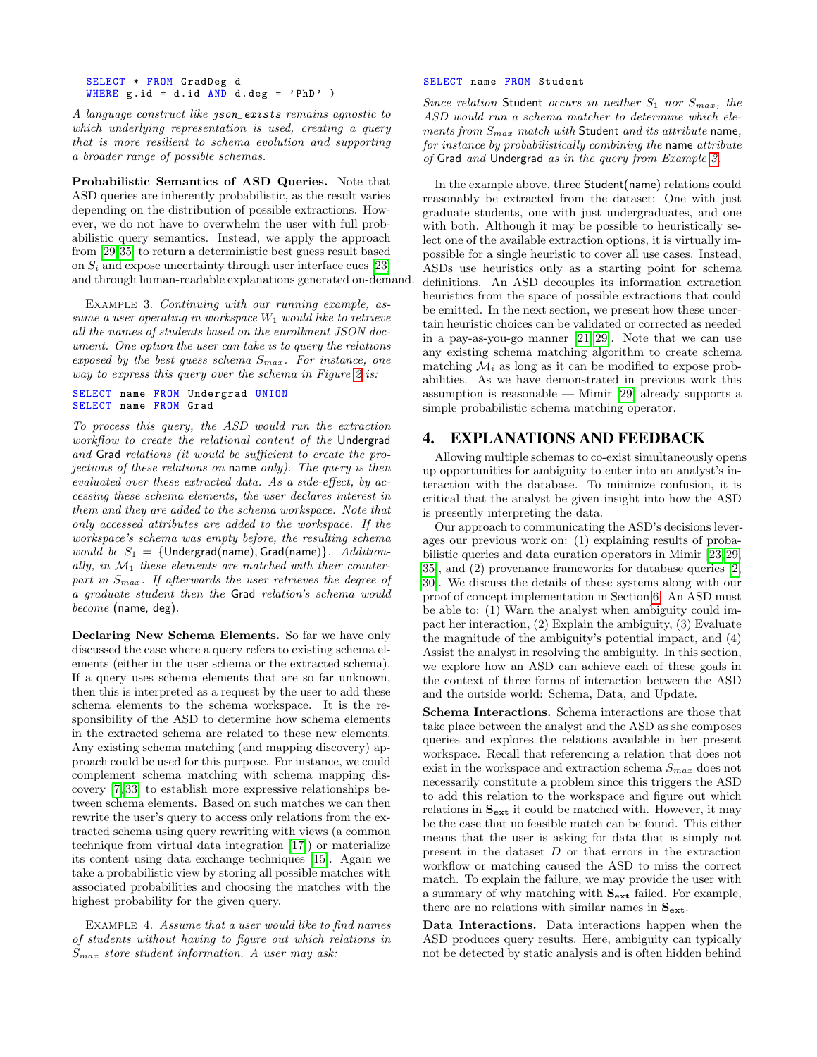```
SELECT * FROM GradDeg d
WHERE g.id = d.id AND d.deg = 'PhD' )
```

*A language construct like json_exists remains agnostic to which underlying representation is used, creating a query that is more resilient to schema evolution and supporting a broader range of possible schemas.*

**Probabilistic Semantics of ASD Queries.** Note that ASD queries are inherently probabilistic, as the result varies depending on the distribution of possible extractions. However, we do not have to overwhelm the user with full probabilistic query semantics. Instead, we apply the approach from [29, 35] to return a deterministic best guess result based on $S_i$ and expose uncertainty through user interface cues [23] and through human-readable explanations generated on-demand.

Example 3. *Continuing with our running example, assume a user operating in workspace $W_1$ would like to retrieve all the names of students based on the enrollment JSON document. One option the user can take is to query the relations exposed by the best guess schema $S_{max}$. For instance, one way to express this query over the schema in Figure 2 is:*

```
SELECT name FROM Undergrad UNION
SELECT name FROM Grad
```

*To process this query, the ASD would run the extraction workflow to create the relational content of the* Undergrad *and* Grad *relations (it would be sufficient to create the projections of these relations on* name *only). The query is then evaluated over these extracted data. As a side-effect, by accessing these schema elements, the user declares interest in them and they are added to the schema workspace. Note that only accessed attributes are added to the workspace. If the workspace's schema was empty before, the resulting schema would be $S_1$ = {Undergrad(name), Grad(name)}. Additionally, in $\mathcal{M}_1$ these elements are matched with their counterpart in $S_{max}$. If afterwards the user retrieves the degree of a graduate student then the* Grad *relation's schema would become* (name, deg).

**Declaring New Schema Elements.** So far we have only discussed the case where a query refers to existing schema elements (either in the user schema or the extracted schema). If a query uses schema elements that are so far unknown, then this is interpreted as a request by the user to add these schema elements to the schema workspace. It is the responsibility of the ASD to determine how schema elements in the extracted schema are related to these new elements. Any existing schema matching (and mapping discovery) approach could be used for this purpose. For instance, we could complement schema matching with schema mapping discovery [7, 33] to establish more expressive relationships between schema elements. Based on such matches we can then rewrite the user's query to access only relations from the extracted schema using query rewriting with views (a common technique from virtual data integration [17]) or materialize its content using data exchange techniques [15]. Again we take a probabilistic view by storing all possible matches with associated probabilities and choosing the matches with the highest probability for the given query.

Example 4. *Assume that a user would like to find names of students without having to figure out which relations in $S_{max}$ store student information. A user may ask:*

```
SELECT name FROM Student
```

*Since relation* Student *occurs in neither $S_1$ nor $S_{max}$, the ASD would run a schema matcher to determine which elements from $S_{max}$ match with* Student *and its attribute* name*, for instance by probabilistically combining the* name *attribute of* Grad *and* Undergrad *as in the query from Example 3.*

In the example above, three Student(name) relations could reasonably be extracted from the dataset: One with just graduate students, one with just undergraduates, and one with both. Although it may be possible to heuristically select one of the available extraction options, it is virtually impossible for a single heuristic to cover all use cases. Instead, ASDs use heuristics only as a starting point for schema definitions. An ASD decouples its information extraction heuristics from the space of possible extractions that could be emitted. In the next section, we present how these uncertain heuristic choices can be validated or corrected as needed in a pay-as-you-go manner [21, 29]. Note that we can use any existing schema matching algorithm to create schema matching $\mathcal{M}_i$ as long as it can be modified to expose probabilities. As we have demonstrated in previous work this assumption is reasonable — Mimir [29] already supports a simple probabilistic schema matching operator.

# 4. EXPLANATIONS AND FEEDBACK

Allowing multiple schemas to co-exist simultaneously opens up opportunities for ambiguity to enter into an analyst's interaction with the database. To minimize confusion, it is critical that the analyst be given insight into how the ASD is presently interpreting the data.

Our approach to communicating the ASD's decisions leverages our previous work on: (1) explaining results of probabilistic queries and data curation operators in Mimir [23, 29, 35], and (2) provenance frameworks for database queries [2, 30]. We discuss the details of these systems along with our proof of concept implementation in Section 6. An ASD must be able to: (1) Warn the analyst when ambiguity could impact her interaction, (2) Explain the ambiguity, (3) Evaluate the magnitude of the ambiguity's potential impact, and (4) Assist the analyst in resolving the ambiguity. In this section, we explore how an ASD can achieve each of these goals in the context of three forms of interaction between the ASD and the outside world: Schema, Data, and Update.

**Schema Interactions.** Schema interactions are those that take place between the analyst and the ASD as she composes queries and explores the relations available in her present workspace. Recall that referencing a relation that does not exist in the workspace and extraction schema $S_{max}$ does not necessarily constitute a problem since this triggers the ASD to add this relation to the workspace and figure out which relations in $\mathbf{S_{ext}}$ it could be matched with. However, it may be the case that no feasible match can be found. This either means that the user is asking for data that is simply not present in the dataset $D$ or that errors in the extraction workflow or matching caused the ASD to miss the correct match. To explain the failure, we may provide the user with a summary of why matching with $\mathbf{S_{ext}}$ failed. For example, there are no relations with similar names in $\mathbf{S_{ext}}$.

**Data Interactions.** Data interactions happen when the ASD produces query results. Here, ambiguity can typically not be detected by static analysis and is often hidden behind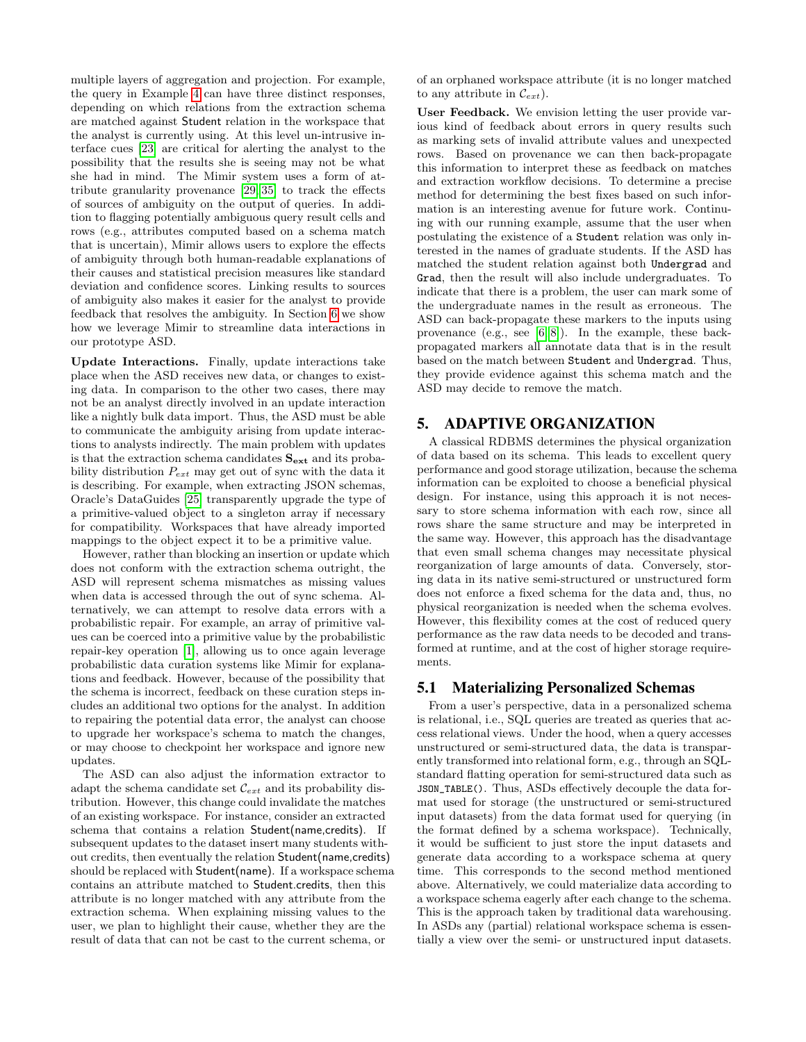multiple layers of aggregation and projection. For example, the query in Example 4 can have three distinct responses, depending on which relations from the extraction schema are matched against Student relation in the workspace that the analyst is currently using. At this level un-intrusive interface cues [23] are critical for alerting the analyst to the possibility that the results she is seeing may not be what she had in mind. The Mimir system uses a form of attribute granularity provenance [29, 35] to track the effects of sources of ambiguity on the output of queries. In addition to flagging potentially ambiguous query result cells and rows (e.g., attributes computed based on a schema match that is uncertain), Mimir allows users to explore the effects of ambiguity through both human-readable explanations of their causes and statistical precision measures like standard deviation and confidence scores. Linking results to sources of ambiguity also makes it easier for the analyst to provide feedback that resolves the ambiguity. In Section 6 we show how we leverage Mimir to streamline data interactions in our prototype ASD.

**Update Interactions.** Finally, update interactions take place when the ASD receives new data, or changes to existing data. In comparison to the other two cases, there may not be an analyst directly involved in an update interaction like a nightly bulk data import. Thus, the ASD must be able to communicate the ambiguity arising from update interactions to analysts indirectly. The main problem with updates is that the extraction schema candidates $\mathbf{S_{ext}}$ and its probability distribution $P_{ext}$ may get out of sync with the data it is describing. For example, when extracting JSON schemas, Oracle's DataGuides [25] transparently upgrade the type of a primitive-valued object to a singleton array if necessary for compatibility. Workspaces that have already imported mappings to the object expect it to be a primitive value.

However, rather than blocking an insertion or update which does not conform with the extraction schema outright, the ASD will represent schema mismatches as missing values when data is accessed through the out of sync schema. Alternatively, we can attempt to resolve data errors with a probabilistic repair. For example, an array of primitive values can be coerced into a primitive value by the probabilistic repair-key operation [1], allowing us to once again leverage probabilistic data curation systems like Mimir for explanations and feedback. However, because of the possibility that the schema is incorrect, feedback on these curation steps includes an additional two options for the analyst. In addition to repairing the potential data error, the analyst can choose to upgrade her workspace's schema to match the changes, or may choose to checkpoint her workspace and ignore new updates.

The ASD can also adjust the information extractor to adapt the schema candidate set $\mathcal{C}_{ext}$ and its probability distribution. However, this change could invalidate the matches of an existing workspace. For instance, consider an extracted schema that contains a relation Student(name,credits). If subsequent updates to the dataset insert many students without credits, then eventually the relation Student(name,credits) should be replaced with Student(name). If a workspace schema contains an attribute matched to Student.credits, then this attribute is no longer matched with any attribute from the extraction schema. When explaining missing values to the user, we plan to highlight their cause, whether they are the result of data that can not be cast to the current schema, or of an orphaned workspace attribute (it is no longer matched to any attribute in $\mathcal{C}_{ext}$).

**User Feedback.** We envision letting the user provide various kind of feedback about errors in query results such as marking sets of invalid attribute values and unexpected rows. Based on provenance we can then back-propagate this information to interpret these as feedback on matches and extraction workflow decisions. To determine a precise method for determining the best fixes based on such information is an interesting avenue for future work. Continuing with our running example, assume that the user when postulating the existence of a `Student` relation was only interested in the names of graduate students. If the ASD has matched the student relation against both `Undergrad` and `Grad`, then the result will also include undergraduates. To indicate that there is a problem, the user can mark some of the undergraduate names in the result as erroneous. The ASD can back-propagate these markers to the inputs using provenance (e.g., see [6, 8]). In the example, these back-propagated markers all annotate data that is in the result based on the match between `Student` and `Undergrad`. Thus, they provide evidence against this schema match and the ASD may decide to remove the match.

## 5. ADAPTIVE ORGANIZATION

A classical RDBMS determines the physical organization of data based on its schema. This leads to excellent query performance and good storage utilization, because the schema information can be exploited to choose a beneficial physical design. For instance, using this approach it is not necessary to store schema information with each row, since all rows share the same structure and may be interpreted in the same way. However, this approach has the disadvantage that even small schema changes may necessitate physical reorganization of large amounts of data. Conversely, storing data in its native semi-structured or unstructured form does not enforce a fixed schema for the data and, thus, no physical reorganization is needed when the schema evolves. However, this flexibility comes at the cost of reduced query performance as the raw data needs to be decoded and transformed at runtime, and at the cost of higher storage requirements.

### 5.1 Materializing Personalized Schemas

From a user's perspective, data in a personalized schema is relational, i.e., SQL queries are treated as queries that access relational views. Under the hood, when a query accesses unstructured or semi-structured data, the data is transparently transformed into relational form, e.g., through an SQL-standard flatting operation for semi-structured data such as `JSON_TABLE()`. Thus, ASDs effectively decouple the data format used for storage (the unstructured or semi-structured input datasets) from the data format used for querying (in the format defined by a schema workspace). Technically, it would be sufficient to just store the input datasets and generate data according to a workspace schema at query time. This corresponds to the second method mentioned above. Alternatively, we could materialize data according to a workspace schema eagerly after each change to the schema. This is the approach taken by traditional data warehousing. In ASDs any (partial) relational workspace schema is essentially a view over the semi- or unstructured input datasets.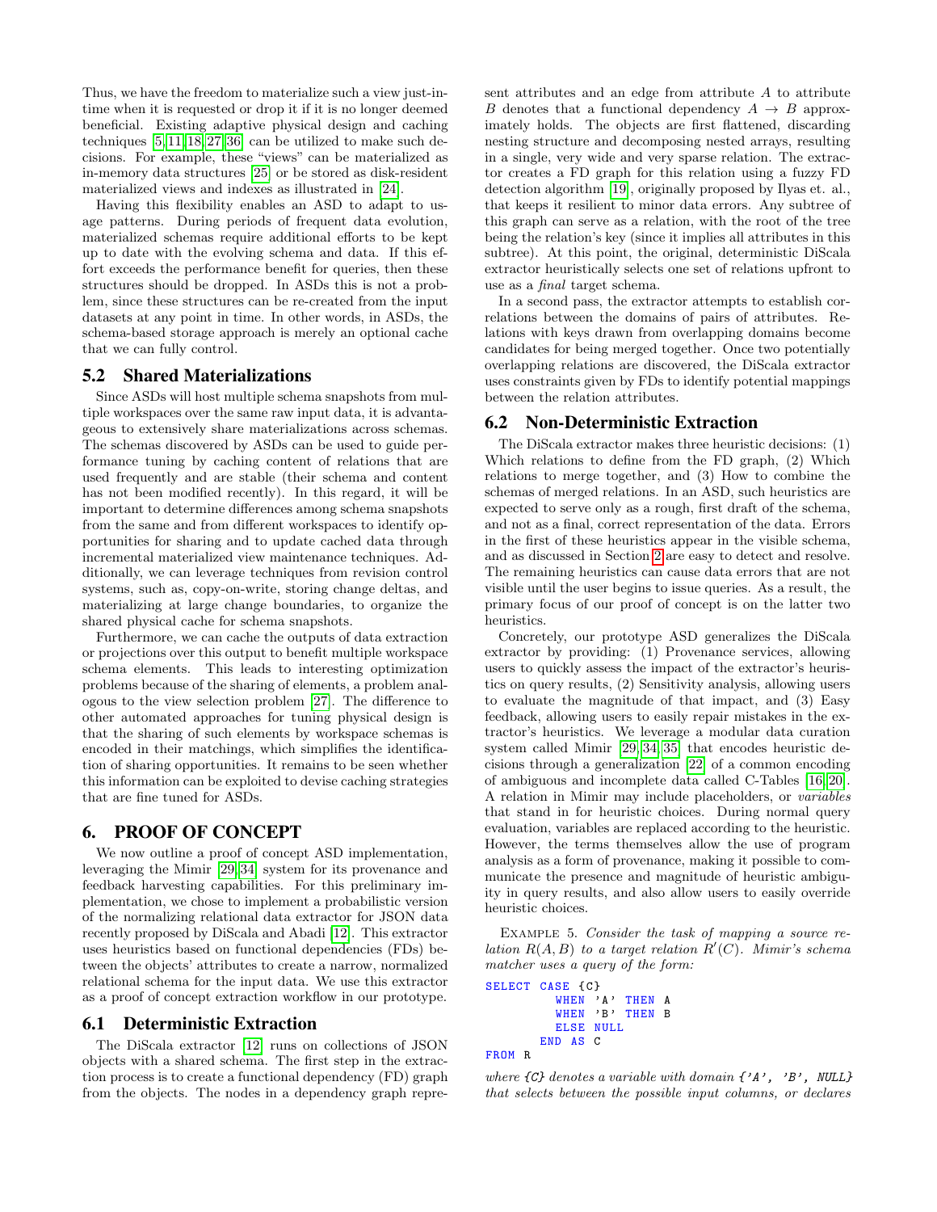Thus, we have the freedom to materialize such a view just-in-time when it is requested or drop it if it is no longer deemed beneficial. Existing adaptive physical design and caching techniques [5, 11, 18, 27, 36] can be utilized to make such decisions. For example, these "views" can be materialized as in-memory data structures [25] or be stored as disk-resident materialized views and indexes as illustrated in [24].

Having this flexibility enables an ASD to adapt to usage patterns. During periods of frequent data evolution, materialized schemas require additional efforts to be kept up to date with the evolving schema and data. If this effort exceeds the performance benefit for queries, then these structures should be dropped. In ASDs this is not a problem, since these structures can be re-created from the input datasets at any point in time. In other words, in ASDs, the schema-based storage approach is merely an optional cache that we can fully control.

## 5.2 Shared Materializations

Since ASDs will host multiple schema snapshots from multiple workspaces over the same raw input data, it is advantageous to extensively share materializations across schemas. The schemas discovered by ASDs can be used to guide performance tuning by caching content of relations that are used frequently and are stable (their schema and content has not been modified recently). In this regard, it will be important to determine differences among schema snapshots from the same and from different workspaces to identify opportunities for sharing and to update cached data through incremental materialized view maintenance techniques. Additionally, we can leverage techniques from revision control systems, such as, copy-on-write, storing change deltas, and materializing at large change boundaries, to organize the shared physical cache for schema snapshots.

Furthermore, we can cache the outputs of data extraction or projections over this output to benefit multiple workspace schema elements. This leads to interesting optimization problems because of the sharing of elements, a problem analogous to the view selection problem [27]. The difference to other automated approaches for tuning physical design is that the sharing of such elements by workspace schemas is encoded in their matchings, which simplifies the identification of sharing opportunities. It remains to be seen whether this information can be exploited to devise caching strategies that are fine tuned for ASDs.

# 6. PROOF OF CONCEPT

We now outline a proof of concept ASD implementation, leveraging the Mimir [29, 34] system for its provenance and feedback harvesting capabilities. For this preliminary implementation, we chose to implement a probabilistic version of the normalizing relational data extractor for JSON data recently proposed by DiScala and Abadi [12]. This extractor uses heuristics based on functional dependencies (FDs) between the objects' attributes to create a narrow, normalized relational schema for the input data. We use this extractor as a proof of concept extraction workflow in our prototype.

## 6.1 Deterministic Extraction

The DiScala extractor [12] runs on collections of JSON objects with a shared schema. The first step in the extraction process is to create a functional dependency (FD) graph from the objects. The nodes in a dependency graph represent attributes and an edge from attribute $A$ to attribute $B$ denotes that a functional dependency $A \rightarrow B$ approximately holds. The objects are first flattened, discarding nesting structure and decomposing nested arrays, resulting in a single, very wide and very sparse relation. The extractor creates a FD graph for this relation using a fuzzy FD detection algorithm [19], originally proposed by Ilyas et. al., that keeps it resilient to minor data errors. Any subtree of this graph can serve as a relation, with the root of the tree being the relation's key (since it implies all attributes in this subtree). At this point, the original, deterministic DiScala extractor heuristically selects one set of relations upfront to use as a *final* target schema.

In a second pass, the extractor attempts to establish correlations between the domains of pairs of attributes. Relations with keys drawn from overlapping domains become candidates for being merged together. Once two potentially overlapping relations are discovered, the DiScala extractor uses constraints given by FDs to identify potential mappings between the relation attributes.

## 6.2 Non-Deterministic Extraction

The DiScala extractor makes three heuristic decisions: (1) Which relations to define from the FD graph, (2) Which relations to merge together, and (3) How to combine the schemas of merged relations. In an ASD, such heuristics are expected to serve only as a rough, first draft of the schema, and not as a final, correct representation of the data. Errors in the first of these heuristics appear in the visible schema, and as discussed in Section 2 are easy to detect and resolve. The remaining heuristics can cause data errors that are not visible until the user begins to issue queries. As a result, the primary focus of our proof of concept is on the latter two heuristics.

Concretely, our prototype ASD generalizes the DiScala extractor by providing: (1) Provenance services, allowing users to quickly assess the impact of the extractor's heuristics on query results, (2) Sensitivity analysis, allowing users to evaluate the magnitude of that impact, and (3) Easy feedback, allowing users to easily repair mistakes in the extractor's heuristics. We leverage a modular data curation system called Mimir [29, 34, 35] that encodes heuristic decisions through a generalization [22] of a common encoding of ambiguous and incomplete data called C-Tables [16, 20]. A relation in Mimir may include placeholders, or *variables* that stand in for heuristic choices. During normal query evaluation, variables are replaced according to the heuristic. However, the terms themselves allow the use of program analysis as a form of provenance, making it possible to communicate the presence and magnitude of heuristic ambiguity in query results, and also allow users to easily override heuristic choices.

EXAMPLE 5. *Consider the task of mapping a source relation $R(A, B)$ to a target relation $R'(C)$. Mimir's schema matcher uses a query of the form:*

```
SELECT CASE {C}
         WHEN 'A' THEN A
         WHEN 'B' THEN B
         ELSE NULL
       END AS C
FROM R
```

*where {C} denotes a variable with domain {'A', 'B', NULL} that selects between the possible input columns, or declares*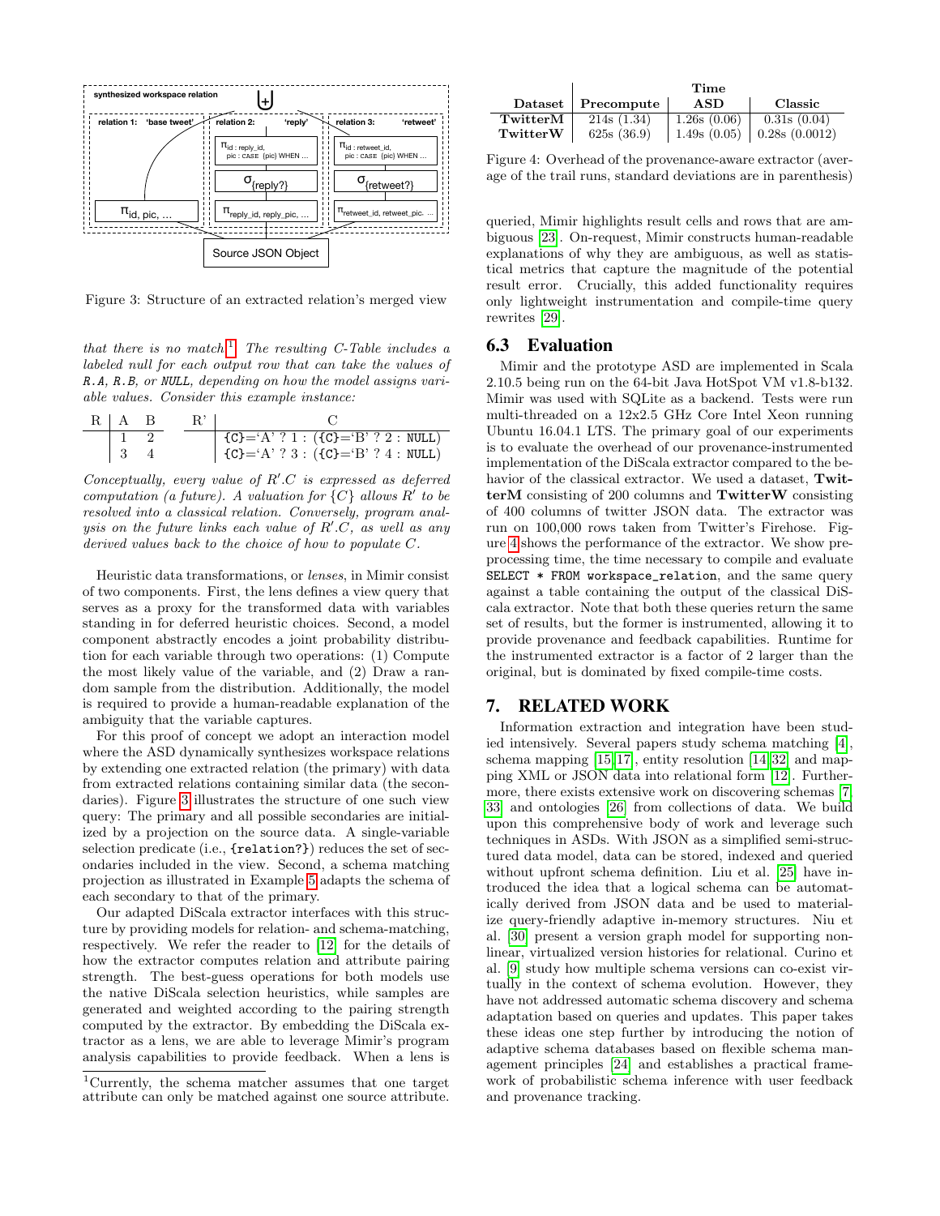Figure 3: Structure of an extracted relation's merged view

*that there is no match*[1]*. The resulting C-Table includes a labeled null for each output row that can take the values of* R.A*,* R.B*, or* NULL*, depending on how the model assigns variable values. Consider this example instance:*

| R | A | B |
|---|---|---|
| | 1 | 2 |
| | 3 | 4 |

| R' | C |
|---|---|
| | {C}='A' ? 1 : ({C}='B' ? 2 : NULL) |
| | {C}='A' ? 3 : ({C}='B' ? 4 : NULL) |

*Conceptually, every value of $R'.C$ is expressed as deferred computation (a future). A valuation for $\{C\}$ allows $R'$ to be resolved into a classical relation. Conversely, program analysis on the future links each value of $R'.C$, as well as any derived values back to the choice of how to populate $C$.*

Heuristic data transformations, or *lenses*, in Mimir consist of two components. First, the lens defines a view query that serves as a proxy for the transformed data with variables standing in for deferred heuristic choices. Second, a model component abstractly encodes a joint probability distribution for each variable through two operations: (1) Compute the most likely value of the variable, and (2) Draw a random sample from the distribution. Additionally, the model is required to provide a human-readable explanation of the ambiguity that the variable captures.

For this proof of concept we adopt an interaction model where the ASD dynamically synthesizes workspace relations by extending one extracted relation (the primary) with data from extracted relations containing similar data (the secondaries). Figure 3 illustrates the structure of one such view query: The primary and all possible secondaries are initialized by a projection on the source data. A single-variable selection predicate (i.e., {relation?}) reduces the set of secondaries included in the view. Second, a schema matching projection as illustrated in Example 5 adapts the schema of each secondary to that of the primary.

Our adapted DiScala extractor interfaces with this structure by providing models for relation- and schema-matching, respectively. We refer the reader to [12] for the details of how the extractor computes relation and attribute pairing strength. The best-guess operations for both models use the native DiScala selection heuristics, while samples are generated and weighted according to the pairing strength computed by the extractor. By embedding the DiScala extractor as a lens, we are able to leverage Mimir's program analysis capabilities to provide feedback. When a lens is queried, Mimir highlights result cells and rows that are ambiguous [23]. On-request, Mimir constructs human-readable explanations of why they are ambiguous, as well as statistical metrics that capture the magnitude of the potential result error. Crucially, this added functionality requires only lightweight instrumentation and compile-time query rewrites [29].

[1]Currently, the schema matcher assumes that one target attribute can only be matched against one source attribute.

| Dataset | Precompute | ASD | Classic |
|---|---|---|---|
| | Time | | |
| **TwitterM** | 214s (1.34) | 1.26s (0.06) | 0.31s (0.04) |
| **TwitterW** | 625s (36.9) | 1.49s (0.05) | 0.28s (0.0012) |

Figure 4: Overhead of the provenance-aware extractor (average of the trail runs, standard deviations are in parenthesis)

## 6.3 Evaluation

Mimir and the prototype ASD are implemented in Scala 2.10.5 being run on the 64-bit Java HotSpot VM v1.8-b132. Mimir was used with SQLite as a backend. Tests were run multi-threaded on a 12x2.5 GHz Core Intel Xeon running Ubuntu 16.04.1 LTS. The primary goal of our experiments is to evaluate the overhead of our provenance-instrumented implementation of the DiScala extractor compared to the behavior of the classical extractor. We used a dataset, **TwitterM** consisting of 200 columns and **TwitterW** consisting of 400 columns of twitter JSON data. The extractor was run on 100,000 rows taken from Twitter's Firehose. Figure 4 shows the performance of the extractor. We show preprocessing time, the time necessary to compile and evaluate `SELECT * FROM workspace_relation`, and the same query against a table containing the output of the classical DiScala extractor. Note that both these queries return the same set of results, but the former is instrumented, allowing it to provide provenance and feedback capabilities. Runtime for the instrumented extractor is a factor of 2 larger than the original, but is dominated by fixed compile-time costs.

# 7. RELATED WORK

Information extraction and integration have been studied intensively. Several papers study schema matching [4], schema mapping [15, 17], entity resolution [14, 32] and mapping XML or JSON data into relational form [12]. Furthermore, there exists extensive work on discovering schemas [7, 33] and ontologies [26] from collections of data. We build upon this comprehensive body of work and leverage such techniques in ASDs. With JSON as a simplified semi-structured data model, data can be stored, indexed and queried without upfront schema definition. Liu et al. [25] have introduced the idea that a logical schema can be automatically derived from JSON data and be used to materialize query-friendly adaptive in-memory structures. Niu et al. [30] present a version graph model for supporting nonlinear, virtualized version histories for relational. Curino et al. [9] study how multiple schema versions can co-exist virtually in the context of schema evolution. However, they have not addressed automatic schema discovery and schema adaptation based on queries and updates. This paper takes these ideas one step further by introducing the notion of adaptive schema databases based on flexible schema management principles [24] and establishes a practical framework of probabilistic schema inference with user feedback and provenance tracking.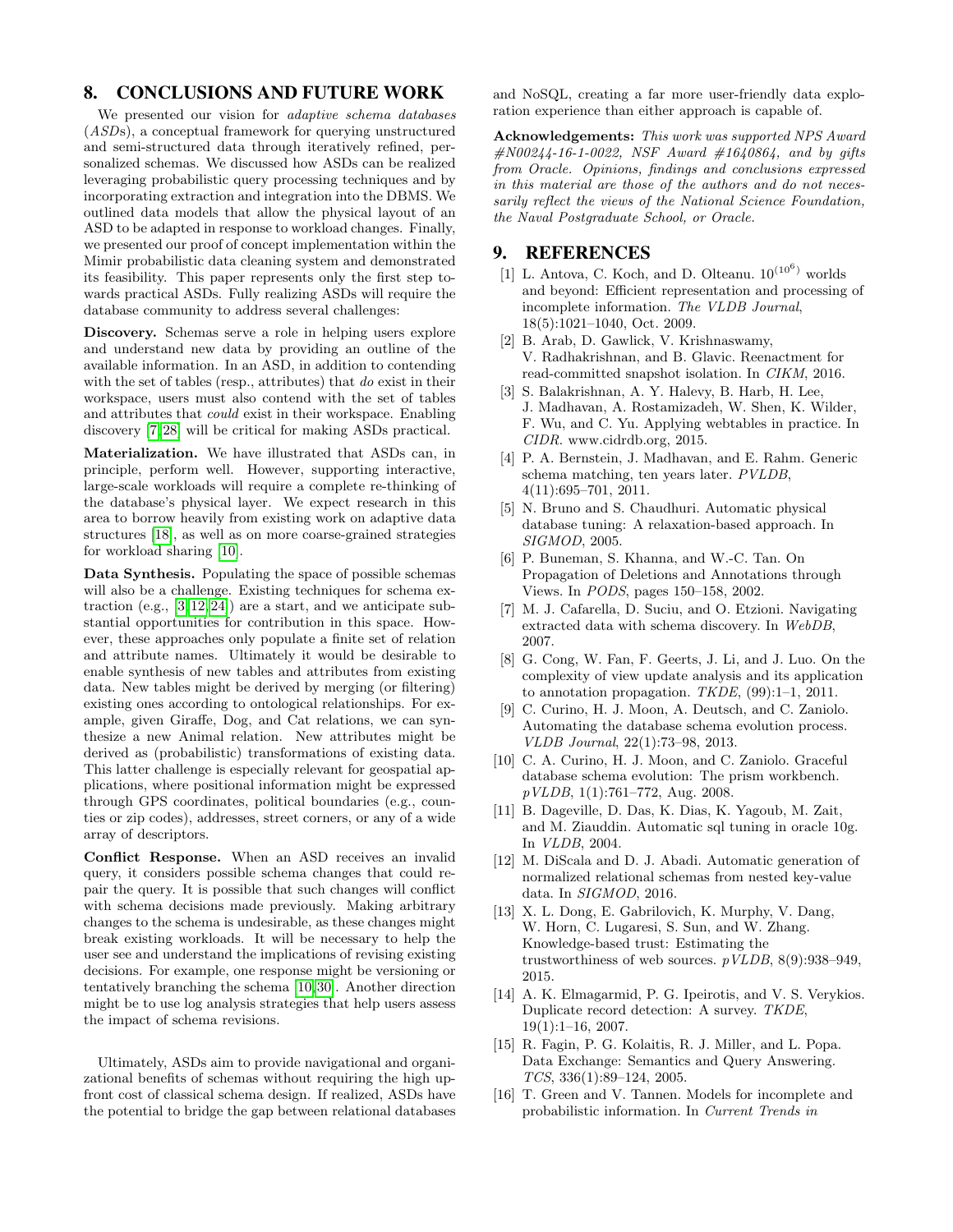## 8. CONCLUSIONS AND FUTURE WORK

We presented our vision for *adaptive schema databases* (*ASDs*), a conceptual framework for querying unstructured and semi-structured data through iteratively refined, personalized schemas. We discussed how ASDs can be realized leveraging probabilistic query processing techniques and by incorporating extraction and integration into the DBMS. We outlined data models that allow the physical layout of an ASD to be adapted in response to workload changes. Finally, we presented our proof of concept implementation within the Mimir probabilistic data cleaning system and demonstrated its feasibility. This paper represents only the first step towards practical ASDs. Fully realizing ASDs will require the database community to address several challenges:

**Discovery.** Schemas serve a role in helping users explore and understand new data by providing an outline of the available information. In an ASD, in addition to contending with the set of tables (resp., attributes) that *do* exist in their workspace, users must also contend with the set of tables and attributes that *could* exist in their workspace. Enabling discovery [7, 28] will be critical for making ASDs practical.

**Materialization.** We have illustrated that ASDs can, in principle, perform well. However, supporting interactive, large-scale workloads will require a complete re-thinking of the database's physical layer. We expect research in this area to borrow heavily from existing work on adaptive data structures [18], as well as on more coarse-grained strategies for workload sharing [10].

**Data Synthesis.** Populating the space of possible schemas will also be a challenge. Existing techniques for schema extraction (e.g., [3, 12, 24]) are a start, and we anticipate substantial opportunities for contribution in this space. However, these approaches only populate a finite set of relation and attribute names. Ultimately it would be desirable to enable synthesis of new tables and attributes from existing data. New tables might be derived by merging (or filtering) existing ones according to ontological relationships. For example, given Giraffe, Dog, and Cat relations, we can synthesize a new Animal relation. New attributes might be derived as (probabilistic) transformations of existing data. This latter challenge is especially relevant for geospatial applications, where positional information might be expressed through GPS coordinates, political boundaries (e.g., counties or zip codes), addresses, street corners, or any of a wide array of descriptors.

**Conflict Response.** When an ASD receives an invalid query, it considers possible schema changes that could repair the query. It is possible that such changes will conflict with schema decisions made previously. Making arbitrary changes to the schema is undesirable, as these changes might break existing workloads. It will be necessary to help the user see and understand the implications of revising existing decisions. For example, one response might be versioning or tentatively branching the schema [10, 30]. Another direction might be to use log analysis strategies that help users assess the impact of schema revisions.

Ultimately, ASDs aim to provide navigational and organizational benefits of schemas without requiring the high upfront cost of classical schema design. If realized, ASDs have the potential to bridge the gap between relational databases and NoSQL, creating a far more user-friendly data exploration experience than either approach is capable of.

**Acknowledgements:** *This work was supported NPS Award #N00244-16-1-0022, NSF Award #1640864, and by gifts from Oracle. Opinions, findings and conclusions expressed in this material are those of the authors and do not necessarily reflect the views of the National Science Foundation, the Naval Postgraduate School, or Oracle.*

## 9. REFERENCES

[1] L. Antova, C. Koch, and D. Olteanu. $10^{(10^6)}$ worlds and beyond: Efficient representation and processing of incomplete information. *The VLDB Journal*, 18(5):1021–1040, Oct. 2009.

[2] B. Arab, D. Gawlick, V. Krishnaswamy, V. Radhakrishnan, and B. Glavic. Reenactment for read-committed snapshot isolation. In *CIKM*, 2016.

[3] S. Balakrishnan, A. Y. Halevy, B. Harb, H. Lee, J. Madhavan, A. Rostamizadeh, W. Shen, K. Wilder, F. Wu, and C. Yu. Applying webtables in practice. In *CIDR*. www.cidrdb.org, 2015.

[4] P. A. Bernstein, J. Madhavan, and E. Rahm. Generic schema matching, ten years later. *PVLDB*, 4(11):695–701, 2011.

[5] N. Bruno and S. Chaudhuri. Automatic physical database tuning: A relaxation-based approach. In *SIGMOD*, 2005.

[6] P. Buneman, S. Khanna, and W.-C. Tan. On Propagation of Deletions and Annotations through Views. In *PODS*, pages 150–158, 2002.

[7] M. J. Cafarella, D. Suciu, and O. Etzioni. Navigating extracted data with schema discovery. In *WebDB*, 2007.

[8] G. Cong, W. Fan, F. Geerts, J. Li, and J. Luo. On the complexity of view update analysis and its application to annotation propagation. *TKDE*, (99):1–1, 2011.

[9] C. Curino, H. J. Moon, A. Deutsch, and C. Zaniolo. Automating the database schema evolution process. *VLDB Journal*, 22(1):73–98, 2013.

[10] C. A. Curino, H. J. Moon, and C. Zaniolo. Graceful database schema evolution: The prism workbench. *pVLDB*, 1(1):761–772, Aug. 2008.

[11] B. Dageville, D. Das, K. Dias, K. Yagoub, M. Zait, and M. Ziauddin. Automatic sql tuning in oracle 10g. In *VLDB*, 2004.

[12] M. DiScala and D. J. Abadi. Automatic generation of normalized relational schemas from nested key-value data. In *SIGMOD*, 2016.

[13] X. L. Dong, E. Gabrilovich, K. Murphy, V. Dang, W. Horn, C. Lugaresi, S. Sun, and W. Zhang. Knowledge-based trust: Estimating the trustworthiness of web sources. *pVLDB*, 8(9):938–949, 2015.

[14] A. K. Elmagarmid, P. G. Ipeirotis, and V. S. Verykios. Duplicate record detection: A survey. *TKDE*, 19(1):1–16, 2007.

[15] R. Fagin, P. G. Kolaitis, R. J. Miller, and L. Popa. Data Exchange: Semantics and Query Answering. *TCS*, 336(1):89–124, 2005.

[16] T. Green and V. Tannen. Models for incomplete and probabilistic information. In *Current Trends in*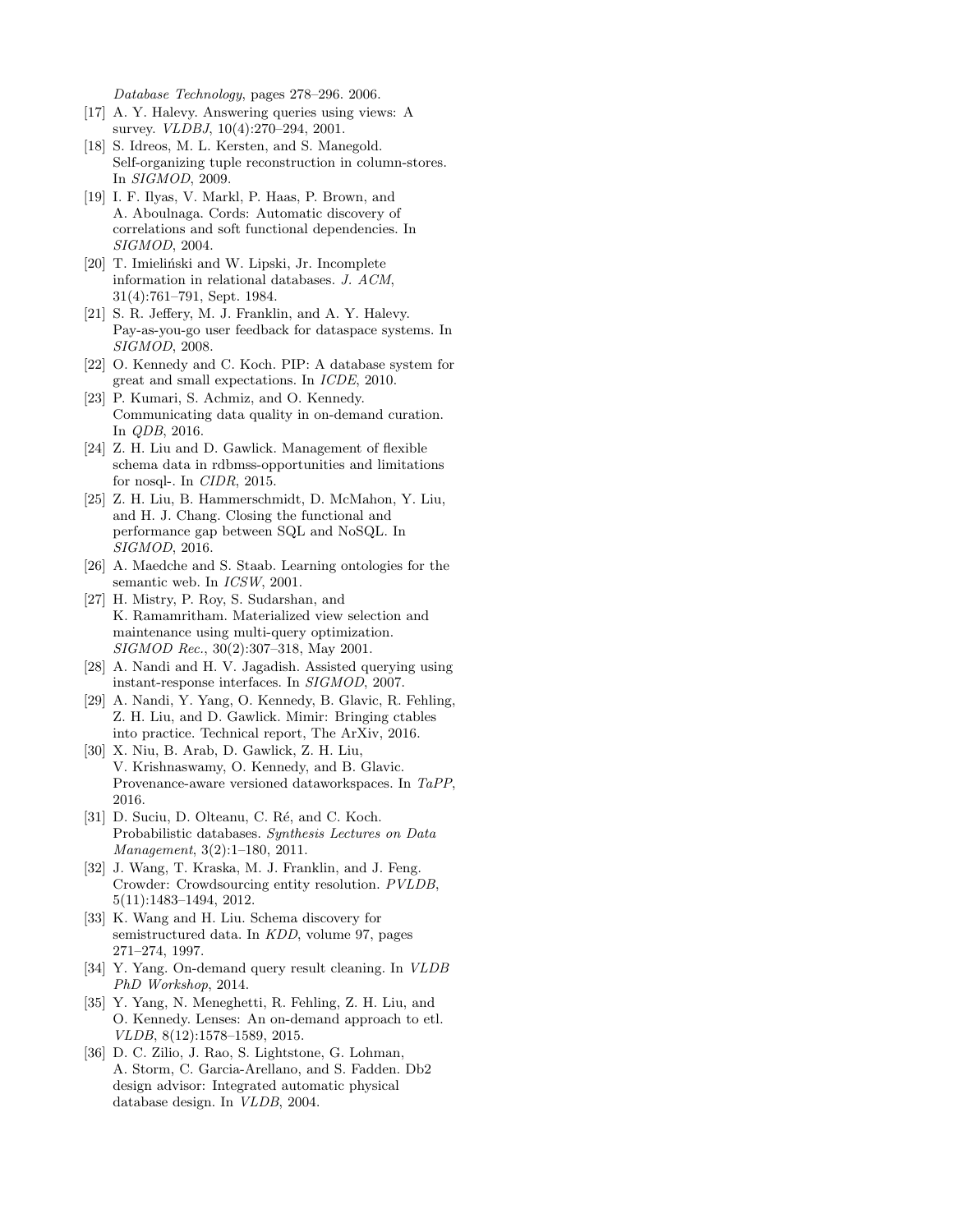*Database Technology*, pages 278–296. 2006.

[17] A. Y. Halevy. Answering queries using views: A survey. *VLDBJ*, 10(4):270–294, 2001.

[18] S. Idreos, M. L. Kersten, and S. Manegold. Self-organizing tuple reconstruction in column-stores. In *SIGMOD*, 2009.

[19] I. F. Ilyas, V. Markl, P. Haas, P. Brown, and A. Aboulnaga. Cords: Automatic discovery of correlations and soft functional dependencies. In *SIGMOD*, 2004.

[20] T. Imieliński and W. Lipski, Jr. Incomplete information in relational databases. *J. ACM*, 31(4):761–791, Sept. 1984.

[21] S. R. Jeffery, M. J. Franklin, and A. Y. Halevy. Pay-as-you-go user feedback for dataspace systems. In *SIGMOD*, 2008.

[22] O. Kennedy and C. Koch. PIP: A database system for great and small expectations. In *ICDE*, 2010.

[23] P. Kumari, S. Achmiz, and O. Kennedy. Communicating data quality in on-demand curation. In *QDB*, 2016.

[24] Z. H. Liu and D. Gawlick. Management of flexible schema data in rdbmss-opportunities and limitations for nosql-. In *CIDR*, 2015.

[25] Z. H. Liu, B. Hammerschmidt, D. McMahon, Y. Liu, and H. J. Chang. Closing the functional and performance gap between SQL and NoSQL. In *SIGMOD*, 2016.

[26] A. Maedche and S. Staab. Learning ontologies for the semantic web. In *ICSW*, 2001.

[27] H. Mistry, P. Roy, S. Sudarshan, and K. Ramamritham. Materialized view selection and maintenance using multi-query optimization. *SIGMOD Rec.*, 30(2):307–318, May 2001.

[28] A. Nandi and H. V. Jagadish. Assisted querying using instant-response interfaces. In *SIGMOD*, 2007.

[29] A. Nandi, Y. Yang, O. Kennedy, B. Glavic, R. Fehling, Z. H. Liu, and D. Gawlick. Mimir: Bringing ctables into practice. Technical report, The ArXiv, 2016.

[30] X. Niu, B. Arab, D. Gawlick, Z. H. Liu, V. Krishnaswamy, O. Kennedy, and B. Glavic. Provenance-aware versioned dataworkspaces. In *TaPP*, 2016.

[31] D. Suciu, D. Olteanu, C. Ré, and C. Koch. Probabilistic databases. *Synthesis Lectures on Data Management*, 3(2):1–180, 2011.

[32] J. Wang, T. Kraska, M. J. Franklin, and J. Feng. Crowder: Crowdsourcing entity resolution. *PVLDB*, 5(11):1483–1494, 2012.

[33] K. Wang and H. Liu. Schema discovery for semistructured data. In *KDD*, volume 97, pages 271–274, 1997.

[34] Y. Yang. On-demand query result cleaning. In *VLDB PhD Workshop*, 2014.

[35] Y. Yang, N. Meneghetti, R. Fehling, Z. H. Liu, and O. Kennedy. Lenses: An on-demand approach to etl. *VLDB*, 8(12):1578–1589, 2015.

[36] D. C. Zilio, J. Rao, S. Lightstone, G. Lohman, A. Storm, C. Garcia-Arellano, and S. Fadden. Db2 design advisor: Integrated automatic physical database design. In *VLDB*, 2004.